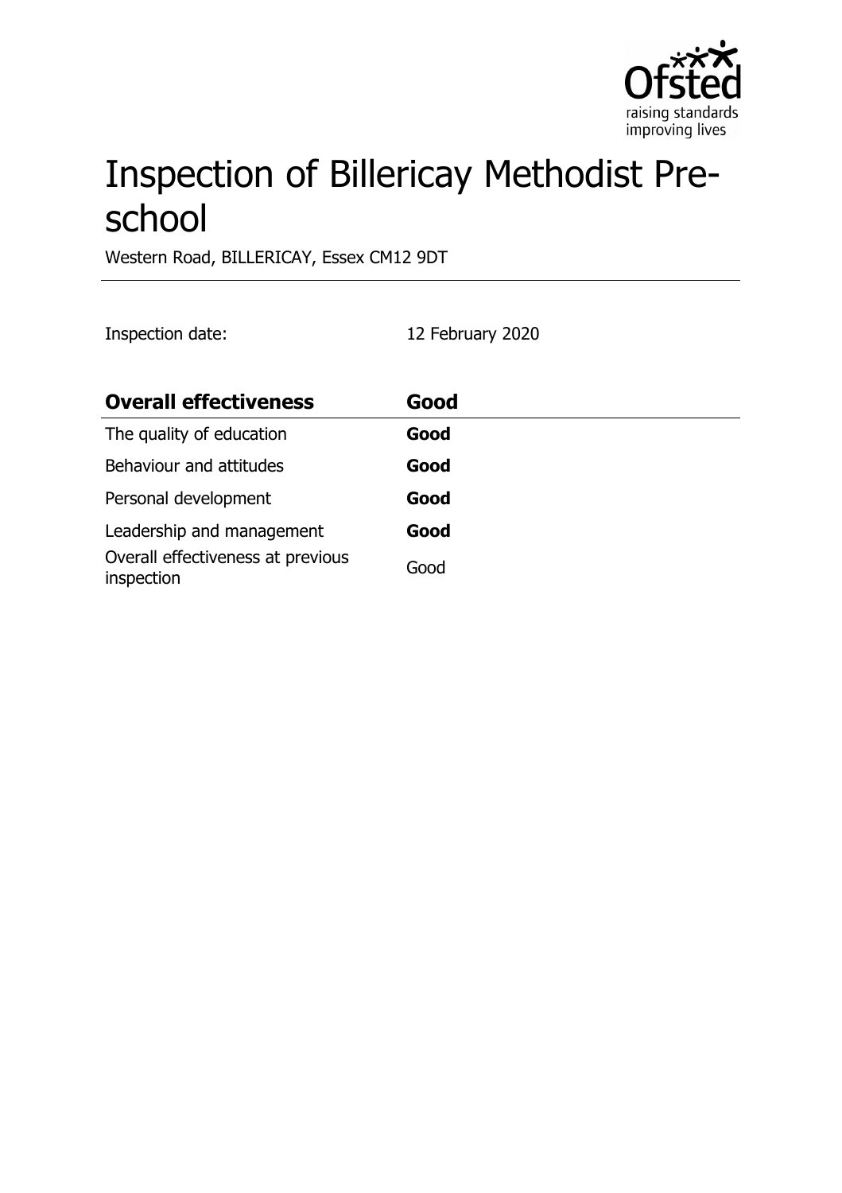# Inspection of Billericay Methodist Pre-school

Western Road, BILLERICAY, Essex CM12 9DT

Inspection date: 12 February 2020

| **Overall effectiveness** | **Good** |
| --- | --- |
| The quality of education | **Good** |
| Behaviour and attitudes | **Good** |
| Personal development | **Good** |
| Leadership and management | **Good** |
| Overall effectiveness at previous inspection | Good |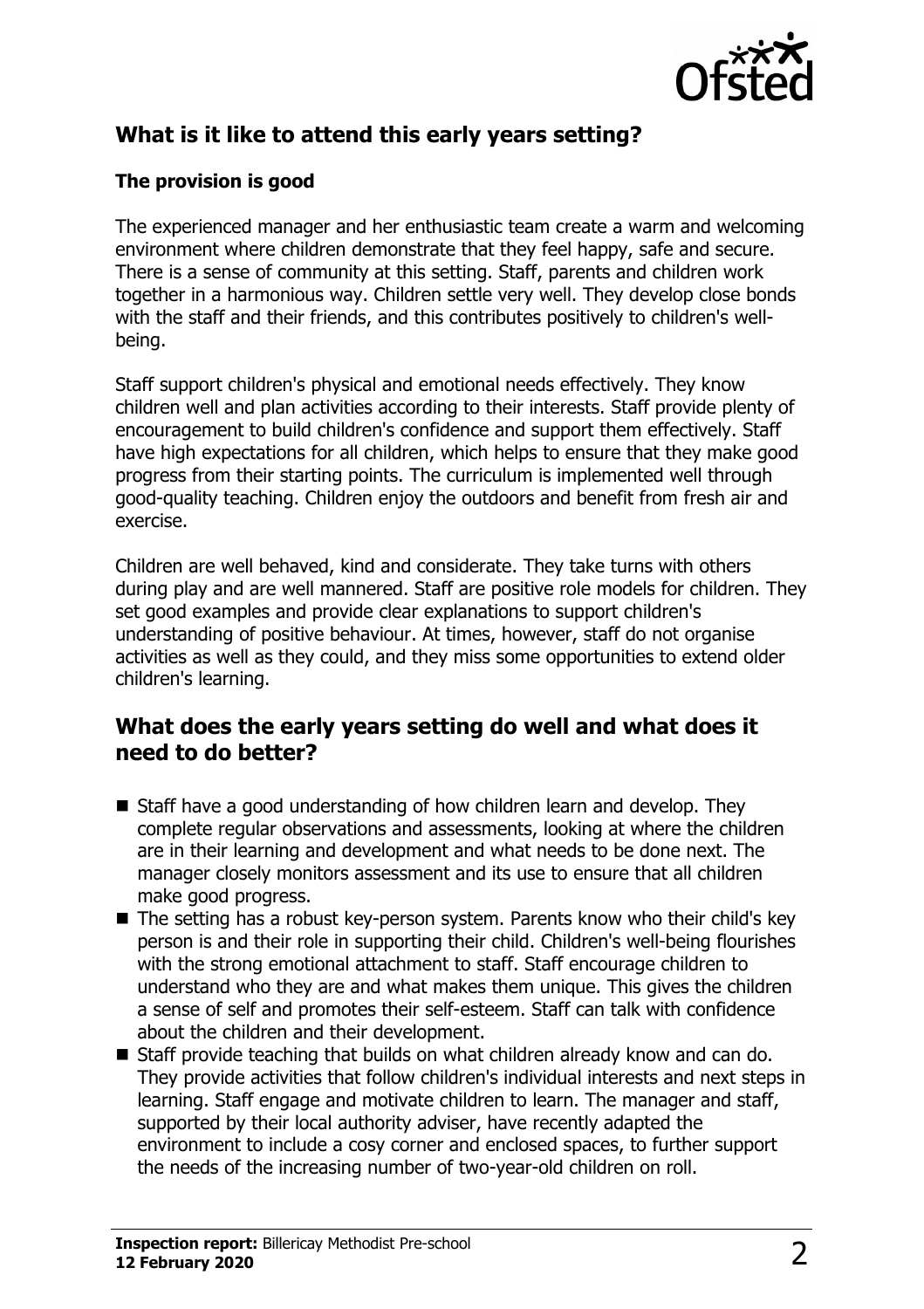## What is it like to attend this early years setting?

### The provision is good

The experienced manager and her enthusiastic team create a warm and welcoming environment where children demonstrate that they feel happy, safe and secure. There is a sense of community at this setting. Staff, parents and children work together in a harmonious way. Children settle very well. They develop close bonds with the staff and their friends, and this contributes positively to children's well-being.

Staff support children's physical and emotional needs effectively. They know children well and plan activities according to their interests. Staff provide plenty of encouragement to build children's confidence and support them effectively. Staff have high expectations for all children, which helps to ensure that they make good progress from their starting points. The curriculum is implemented well through good-quality teaching. Children enjoy the outdoors and benefit from fresh air and exercise.

Children are well behaved, kind and considerate. They take turns with others during play and are well mannered. Staff are positive role models for children. They set good examples and provide clear explanations to support children's understanding of positive behaviour. At times, however, staff do not organise activities as well as they could, and they miss some opportunities to extend older children's learning.

## What does the early years setting do well and what does it need to do better?

- Staff have a good understanding of how children learn and develop. They complete regular observations and assessments, looking at where the children are in their learning and development and what needs to be done next. The manager closely monitors assessment and its use to ensure that all children make good progress.
- The setting has a robust key-person system. Parents know who their child's key person is and their role in supporting their child. Children's well-being flourishes with the strong emotional attachment to staff. Staff encourage children to understand who they are and what makes them unique. This gives the children a sense of self and promotes their self-esteem. Staff can talk with confidence about the children and their development.
- Staff provide teaching that builds on what children already know and can do. They provide activities that follow children's individual interests and next steps in learning. Staff engage and motivate children to learn. The manager and staff, supported by their local authority adviser, have recently adapted the environment to include a cosy corner and enclosed spaces, to further support the needs of the increasing number of two-year-old children on roll.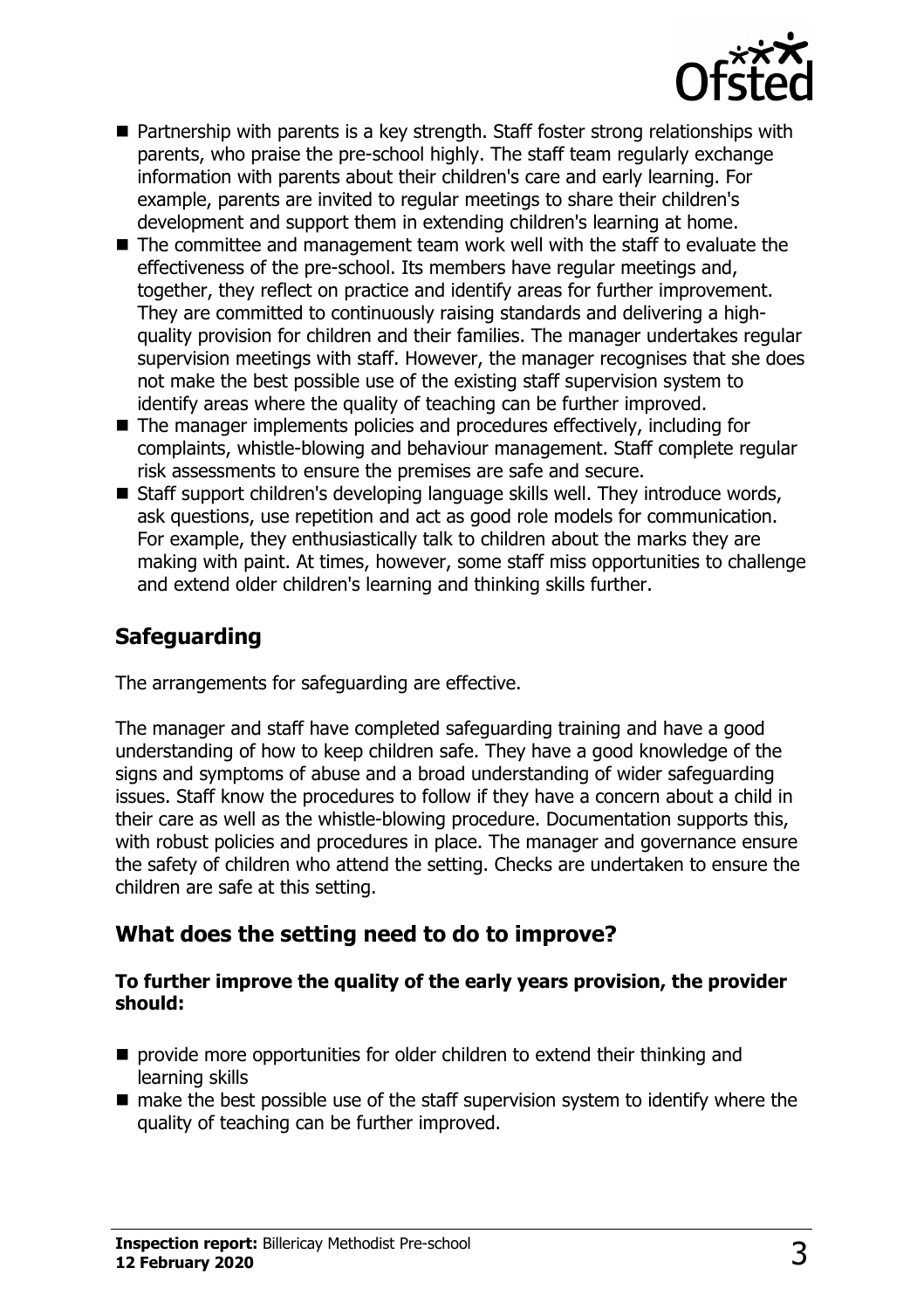- Partnership with parents is a key strength. Staff foster strong relationships with parents, who praise the pre-school highly. The staff team regularly exchange information with parents about their children's care and early learning. For example, parents are invited to regular meetings to share their children's development and support them in extending children's learning at home.
- The committee and management team work well with the staff to evaluate the effectiveness of the pre-school. Its members have regular meetings and, together, they reflect on practice and identify areas for further improvement. They are committed to continuously raising standards and delivering a high-quality provision for children and their families. The manager undertakes regular supervision meetings with staff. However, the manager recognises that she does not make the best possible use of the existing staff supervision system to identify areas where the quality of teaching can be further improved.
- The manager implements policies and procedures effectively, including for complaints, whistle-blowing and behaviour management. Staff complete regular risk assessments to ensure the premises are safe and secure.
- Staff support children's developing language skills well. They introduce words, ask questions, use repetition and act as good role models for communication. For example, they enthusiastically talk to children about the marks they are making with paint. At times, however, some staff miss opportunities to challenge and extend older children's learning and thinking skills further.

## Safeguarding

The arrangements for safeguarding are effective.

The manager and staff have completed safeguarding training and have a good understanding of how to keep children safe. They have a good knowledge of the signs and symptoms of abuse and a broad understanding of wider safeguarding issues. Staff know the procedures to follow if they have a concern about a child in their care as well as the whistle-blowing procedure. Documentation supports this, with robust policies and procedures in place. The manager and governance ensure the safety of children who attend the setting. Checks are undertaken to ensure the children are safe at this setting.

## What does the setting need to do to improve?

**To further improve the quality of the early years provision, the provider should:**

- provide more opportunities for older children to extend their thinking and learning skills
- make the best possible use of the staff supervision system to identify where the quality of teaching can be further improved.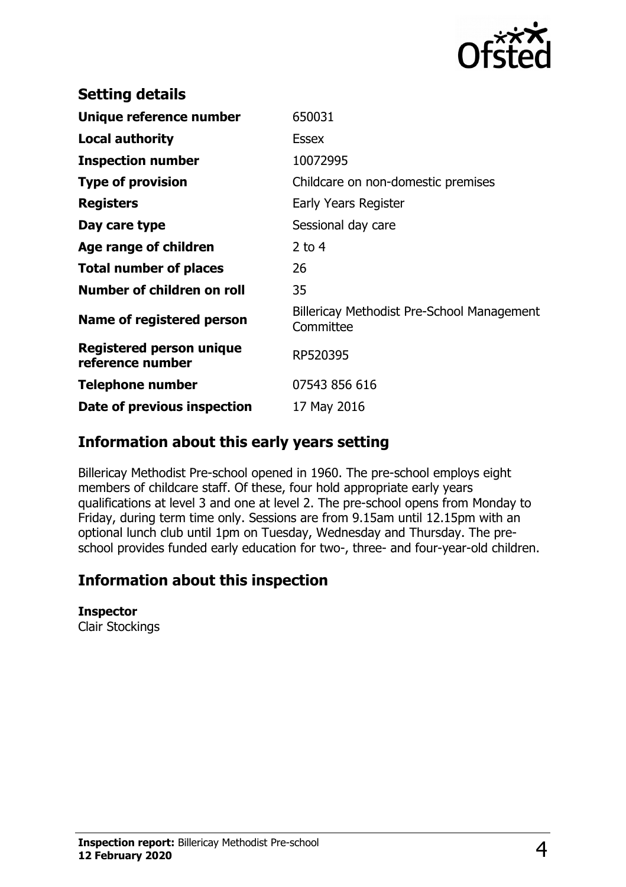## Setting details

| | |
|---|---|
| **Unique reference number** | 650031 |
| **Local authority** | Essex |
| **Inspection number** | 10072995 |
| **Type of provision** | Childcare on non-domestic premises |
| **Registers** | Early Years Register |
| **Day care type** | Sessional day care |
| **Age range of children** | 2 to 4 |
| **Total number of places** | 26 |
| **Number of children on roll** | 35 |
| **Name of registered person** | Billericay Methodist Pre-School Management Committee |
| **Registered person unique reference number** | RP520395 |
| **Telephone number** | 07543 856 616 |
| **Date of previous inspection** | 17 May 2016 |

## Information about this early years setting

Billericay Methodist Pre-school opened in 1960. The pre-school employs eight members of childcare staff. Of these, four hold appropriate early years qualifications at level 3 and one at level 2. The pre-school opens from Monday to Friday, during term time only. Sessions are from 9.15am until 12.15pm with an optional lunch club until 1pm on Tuesday, Wednesday and Thursday. The pre-school provides funded early education for two-, three- and four-year-old children.

## Information about this inspection

**Inspector**
Clair Stockings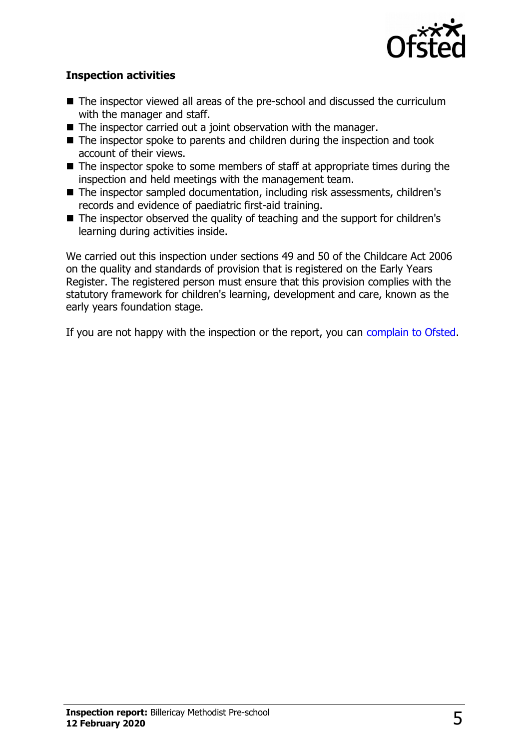### Inspection activities

- The inspector viewed all areas of the pre-school and discussed the curriculum with the manager and staff.
- The inspector carried out a joint observation with the manager.
- The inspector spoke to parents and children during the inspection and took account of their views.
- The inspector spoke to some members of staff at appropriate times during the inspection and held meetings with the management team.
- The inspector sampled documentation, including risk assessments, children's records and evidence of paediatric first-aid training.
- The inspector observed the quality of teaching and the support for children's learning during activities inside.

We carried out this inspection under sections 49 and 50 of the Childcare Act 2006 on the quality and standards of provision that is registered on the Early Years Register. The registered person must ensure that this provision complies with the statutory framework for children's learning, development and care, known as the early years foundation stage.

If you are not happy with the inspection or the report, you can complain to Ofsted.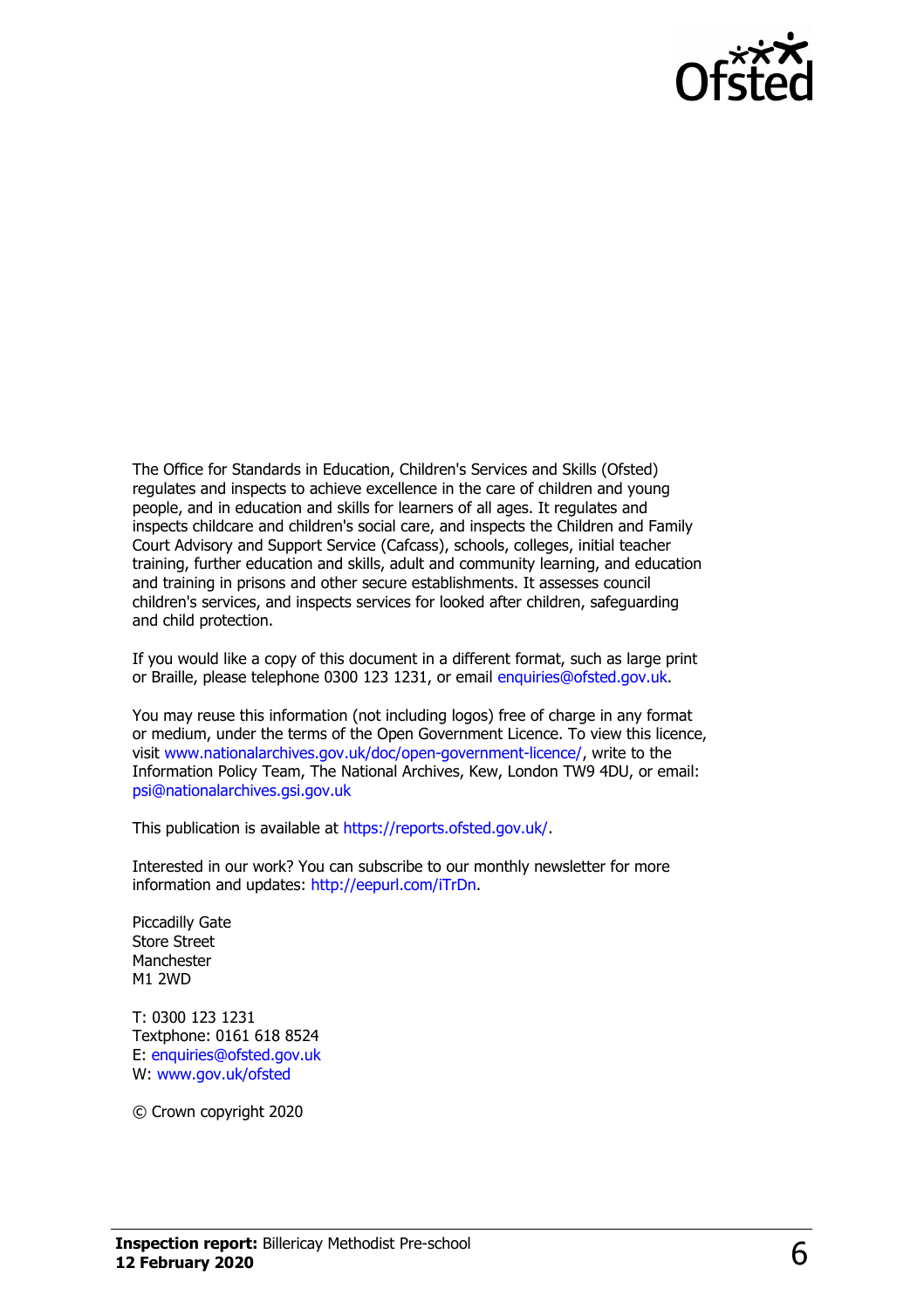The Office for Standards in Education, Children's Services and Skills (Ofsted) regulates and inspects to achieve excellence in the care of children and young people, and in education and skills for learners of all ages. It regulates and inspects childcare and children's social care, and inspects the Children and Family Court Advisory and Support Service (Cafcass), schools, colleges, initial teacher training, further education and skills, adult and community learning, and education and training in prisons and other secure establishments. It assesses council children's services, and inspects services for looked after children, safeguarding and child protection.

If you would like a copy of this document in a different format, such as large print or Braille, please telephone 0300 123 1231, or email enquiries@ofsted.gov.uk.

You may reuse this information (not including logos) free of charge in any format or medium, under the terms of the Open Government Licence. To view this licence, visit www.nationalarchives.gov.uk/doc/open-government-licence/, write to the Information Policy Team, The National Archives, Kew, London TW9 4DU, or email: psi@nationalarchives.gsi.gov.uk

This publication is available at https://reports.ofsted.gov.uk/.

Interested in our work? You can subscribe to our monthly newsletter for more information and updates: http://eepurl.com/iTrDn.

Piccadilly Gate
Store Street
Manchester
M1 2WD

T: 0300 123 1231
Textphone: 0161 618 8524
E: enquiries@ofsted.gov.uk
W: www.gov.uk/ofsted

© Crown copyright 2020